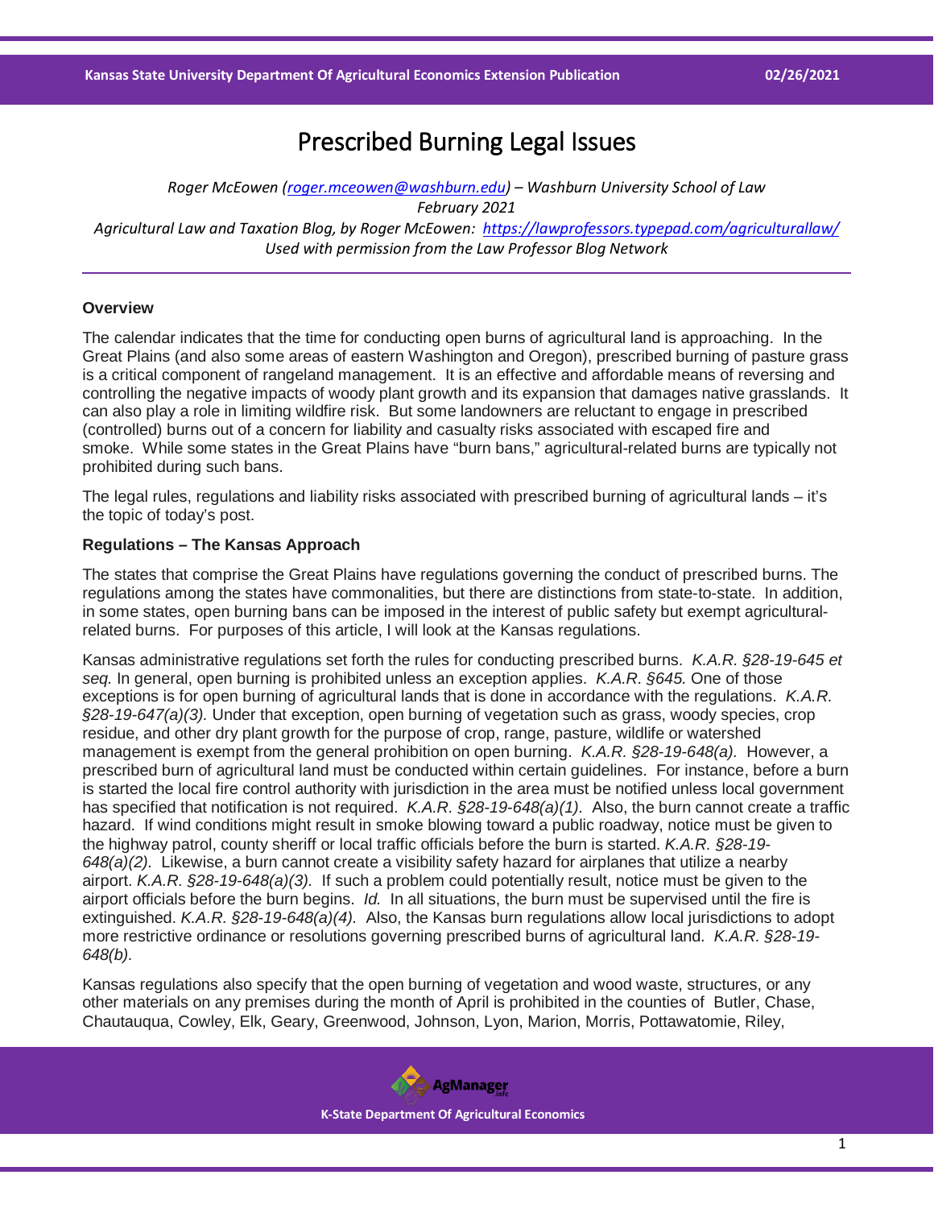# Prescribed Burning Legal Issues

*Roger McEowen (roger.mceowen@washburn.edu) – Washburn University School of Law*
*February 2021*
*Agricultural Law and Taxation Blog, by Roger McEowen: https://lawprofessors.typepad.com/agriculturallaw/*
*Used with permission from the Law Professor Blog Network*

**Overview**

The calendar indicates that the time for conducting open burns of agricultural land is approaching. In the Great Plains (and also some areas of eastern Washington and Oregon), prescribed burning of pasture grass is a critical component of rangeland management. It is an effective and affordable means of reversing and controlling the negative impacts of woody plant growth and its expansion that damages native grasslands. It can also play a role in limiting wildfire risk. But some landowners are reluctant to engage in prescribed (controlled) burns out of a concern for liability and casualty risks associated with escaped fire and smoke. While some states in the Great Plains have "burn bans," agricultural-related burns are typically not prohibited during such bans.

The legal rules, regulations and liability risks associated with prescribed burning of agricultural lands – it's the topic of today's post.

**Regulations – The Kansas Approach**

The states that comprise the Great Plains have regulations governing the conduct of prescribed burns. The regulations among the states have commonalities, but there are distinctions from state-to-state. In addition, in some states, open burning bans can be imposed in the interest of public safety but exempt agricultural-related burns. For purposes of this article, I will look at the Kansas regulations.

Kansas administrative regulations set forth the rules for conducting prescribed burns. *K.A.R. §28-19-645 et seq.* In general, open burning is prohibited unless an exception applies. *K.A.R. §645.* One of those exceptions is for open burning of agricultural lands that is done in accordance with the regulations. *K.A.R. §28-19-647(a)(3).* Under that exception, open burning of vegetation such as grass, woody species, crop residue, and other dry plant growth for the purpose of crop, range, pasture, wildlife or watershed management is exempt from the general prohibition on open burning. *K.A.R. §28-19-648(a).* However, a prescribed burn of agricultural land must be conducted within certain guidelines. For instance, before a burn is started the local fire control authority with jurisdiction in the area must be notified unless local government has specified that notification is not required. *K.A.R. §28-19-648(a)(1).* Also, the burn cannot create a traffic hazard. If wind conditions might result in smoke blowing toward a public roadway, notice must be given to the highway patrol, county sheriff or local traffic officials before the burn is started. *K.A.R. §28-19-648(a)(2).* Likewise, a burn cannot create a visibility safety hazard for airplanes that utilize a nearby airport. *K.A.R. §28-19-648(a)(3).* If such a problem could potentially result, notice must be given to the airport officials before the burn begins. *Id.* In all situations, the burn must be supervised until the fire is extinguished. *K.A.R. §28-19-648(a)(4).* Also, the Kansas burn regulations allow local jurisdictions to adopt more restrictive ordinance or resolutions governing prescribed burns of agricultural land. *K.A.R. §28-19-648(b).*

Kansas regulations also specify that the open burning of vegetation and wood waste, structures, or any other materials on any premises during the month of April is prohibited in the counties of Butler, Chase, Chautauqua, Cowley, Elk, Geary, Greenwood, Johnson, Lyon, Marion, Morris, Pottawatomie, Riley,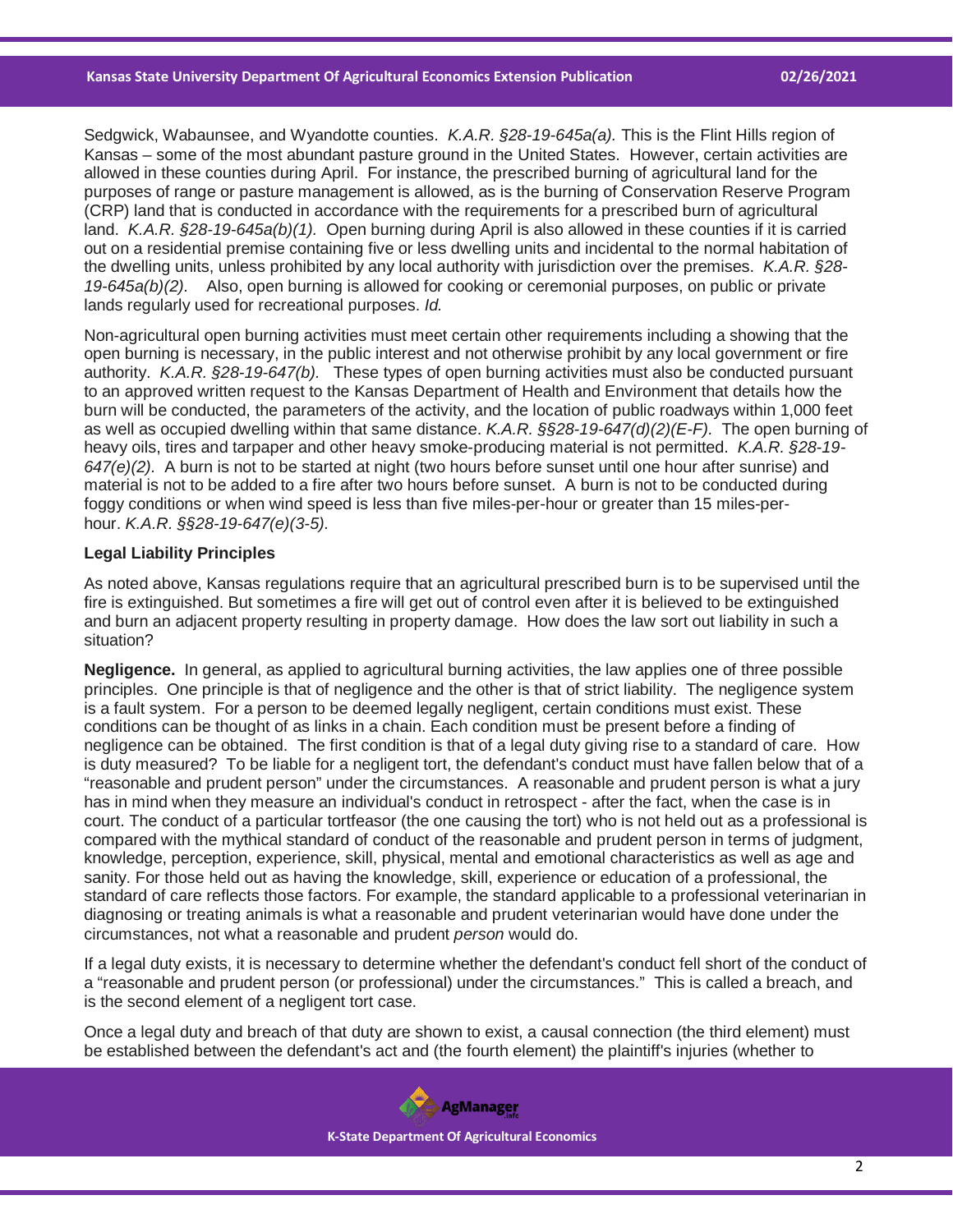Sedgwick, Wabaunsee, and Wyandotte counties. *K.A.R. §28-19-645a(a).* This is the Flint Hills region of Kansas – some of the most abundant pasture ground in the United States. However, certain activities are allowed in these counties during April. For instance, the prescribed burning of agricultural land for the purposes of range or pasture management is allowed, as is the burning of Conservation Reserve Program (CRP) land that is conducted in accordance with the requirements for a prescribed burn of agricultural land. *K.A.R. §28-19-645a(b)(1).* Open burning during April is also allowed in these counties if it is carried out on a residential premise containing five or less dwelling units and incidental to the normal habitation of the dwelling units, unless prohibited by any local authority with jurisdiction over the premises. *K.A.R. §28-19-645a(b)(2).* Also, open burning is allowed for cooking or ceremonial purposes, on public or private lands regularly used for recreational purposes. *Id.*

Non-agricultural open burning activities must meet certain other requirements including a showing that the open burning is necessary, in the public interest and not otherwise prohibit by any local government or fire authority. *K.A.R. §28-19-647(b).* These types of open burning activities must also be conducted pursuant to an approved written request to the Kansas Department of Health and Environment that details how the burn will be conducted, the parameters of the activity, and the location of public roadways within 1,000 feet as well as occupied dwelling within that same distance. *K.A.R. §§28-19-647(d)(2)(E-F).* The open burning of heavy oils, tires and tarpaper and other heavy smoke-producing material is not permitted. *K.A.R. §28-19-647(e)(2).* A burn is not to be started at night (two hours before sunset until one hour after sunrise) and material is not to be added to a fire after two hours before sunset. A burn is not to be conducted during foggy conditions or when wind speed is less than five miles-per-hour or greater than 15 miles-per-hour. *K.A.R. §§28-19-647(e)(3-5).*

**Legal Liability Principles**

As noted above, Kansas regulations require that an agricultural prescribed burn is to be supervised until the fire is extinguished. But sometimes a fire will get out of control even after it is believed to be extinguished and burn an adjacent property resulting in property damage. How does the law sort out liability in such a situation?

**Negligence.** In general, as applied to agricultural burning activities, the law applies one of three possible principles. One principle is that of negligence and the other is that of strict liability. The negligence system is a fault system. For a person to be deemed legally negligent, certain conditions must exist. These conditions can be thought of as links in a chain. Each condition must be present before a finding of negligence can be obtained. The first condition is that of a legal duty giving rise to a standard of care. How is duty measured? To be liable for a negligent tort, the defendant's conduct must have fallen below that of a "reasonable and prudent person" under the circumstances. A reasonable and prudent person is what a jury has in mind when they measure an individual's conduct in retrospect - after the fact, when the case is in court. The conduct of a particular tortfeasor (the one causing the tort) who is not held out as a professional is compared with the mythical standard of conduct of the reasonable and prudent person in terms of judgment, knowledge, perception, experience, skill, physical, mental and emotional characteristics as well as age and sanity. For those held out as having the knowledge, skill, experience or education of a professional, the standard of care reflects those factors. For example, the standard applicable to a professional veterinarian in diagnosing or treating animals is what a reasonable and prudent veterinarian would have done under the circumstances, not what a reasonable and prudent *person* would do.

If a legal duty exists, it is necessary to determine whether the defendant's conduct fell short of the conduct of a "reasonable and prudent person (or professional) under the circumstances." This is called a breach, and is the second element of a negligent tort case.

Once a legal duty and breach of that duty are shown to exist, a causal connection (the third element) must be established between the defendant's act and (the fourth element) the plaintiff's injuries (whether to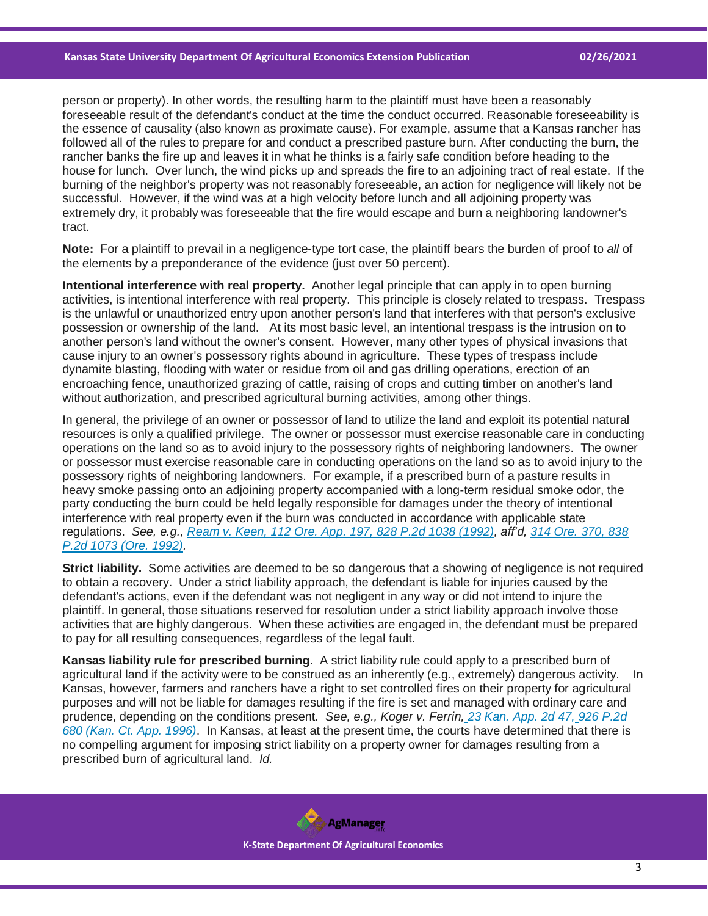person or property). In other words, the resulting harm to the plaintiff must have been a reasonably foreseeable result of the defendant's conduct at the time the conduct occurred. Reasonable foreseeability is the essence of causality (also known as proximate cause). For example, assume that a Kansas rancher has followed all of the rules to prepare for and conduct a prescribed pasture burn. After conducting the burn, the rancher banks the fire up and leaves it in what he thinks is a fairly safe condition before heading to the house for lunch. Over lunch, the wind picks up and spreads the fire to an adjoining tract of real estate. If the burning of the neighbor's property was not reasonably foreseeable, an action for negligence will likely not be successful. However, if the wind was at a high velocity before lunch and all adjoining property was extremely dry, it probably was foreseeable that the fire would escape and burn a neighboring landowner's tract.

**Note:** For a plaintiff to prevail in a negligence-type tort case, the plaintiff bears the burden of proof to *all* of the elements by a preponderance of the evidence (just over 50 percent).

**Intentional interference with real property.** Another legal principle that can apply in to open burning activities, is intentional interference with real property. This principle is closely related to trespass. Trespass is the unlawful or unauthorized entry upon another person's land that interferes with that person's exclusive possession or ownership of the land. At its most basic level, an intentional trespass is the intrusion on to another person's land without the owner's consent. However, many other types of physical invasions that cause injury to an owner's possessory rights abound in agriculture. These types of trespass include dynamite blasting, flooding with water or residue from oil and gas drilling operations, erection of an encroaching fence, unauthorized grazing of cattle, raising of crops and cutting timber on another's land without authorization, and prescribed agricultural burning activities, among other things.

In general, the privilege of an owner or possessor of land to utilize the land and exploit its potential natural resources is only a qualified privilege. The owner or possessor must exercise reasonable care in conducting operations on the land so as to avoid injury to the possessory rights of neighboring landowners. The owner or possessor must exercise reasonable care in conducting operations on the land so as to avoid injury to the possessory rights of neighboring landowners. For example, if a prescribed burn of a pasture results in heavy smoke passing onto an adjoining property accompanied with a long-term residual smoke odor, the party conducting the burn could be held legally responsible for damages under the theory of intentional interference with real property even if the burn was conducted in accordance with applicable state regulations. *See, e.g., Ream v. Keen, 112 Ore. App. 197, 828 P.2d 1038 (1992), aff'd, 314 Ore. 370, 838 P.2d 1073 (Ore. 1992).*

**Strict liability.** Some activities are deemed to be so dangerous that a showing of negligence is not required to obtain a recovery. Under a strict liability approach, the defendant is liable for injuries caused by the defendant's actions, even if the defendant was not negligent in any way or did not intend to injure the plaintiff. In general, those situations reserved for resolution under a strict liability approach involve those activities that are highly dangerous. When these activities are engaged in, the defendant must be prepared to pay for all resulting consequences, regardless of the legal fault.

**Kansas liability rule for prescribed burning.** A strict liability rule could apply to a prescribed burn of agricultural land if the activity were to be construed as an inherently (e.g., extremely) dangerous activity. In Kansas, however, farmers and ranchers have a right to set controlled fires on their property for agricultural purposes and will not be liable for damages resulting if the fire is set and managed with ordinary care and prudence, depending on the conditions present. *See, e.g., Koger v. Ferrin, 23 Kan. App. 2d 47, 926 P.2d 680 (Kan. Ct. App. 1996).* In Kansas, at least at the present time, the courts have determined that there is no compelling argument for imposing strict liability on a property owner for damages resulting from a prescribed burn of agricultural land. *Id.*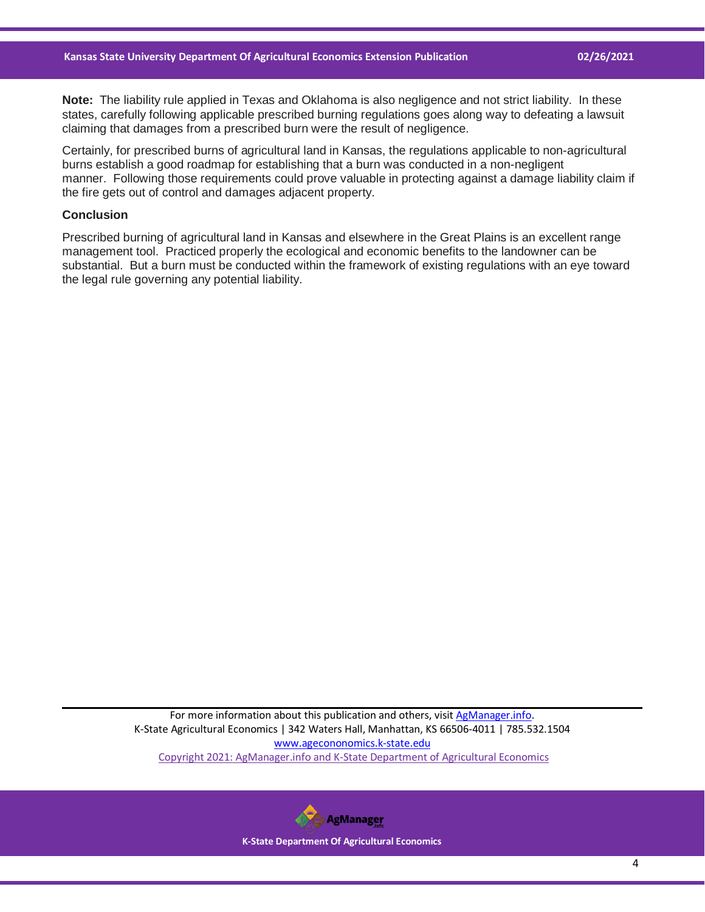**Note:** The liability rule applied in Texas and Oklahoma is also negligence and not strict liability. In these states, carefully following applicable prescribed burning regulations goes along way to defeating a lawsuit claiming that damages from a prescribed burn were the result of negligence.

Certainly, for prescribed burns of agricultural land in Kansas, the regulations applicable to non-agricultural burns establish a good roadmap for establishing that a burn was conducted in a non-negligent manner. Following those requirements could prove valuable in protecting against a damage liability claim if the fire gets out of control and damages adjacent property.

### Conclusion

Prescribed burning of agricultural land in Kansas and elsewhere in the Great Plains is an excellent range management tool. Practiced properly the ecological and economic benefits to the landowner can be substantial. But a burn must be conducted within the framework of existing regulations with an eye toward the legal rule governing any potential liability.